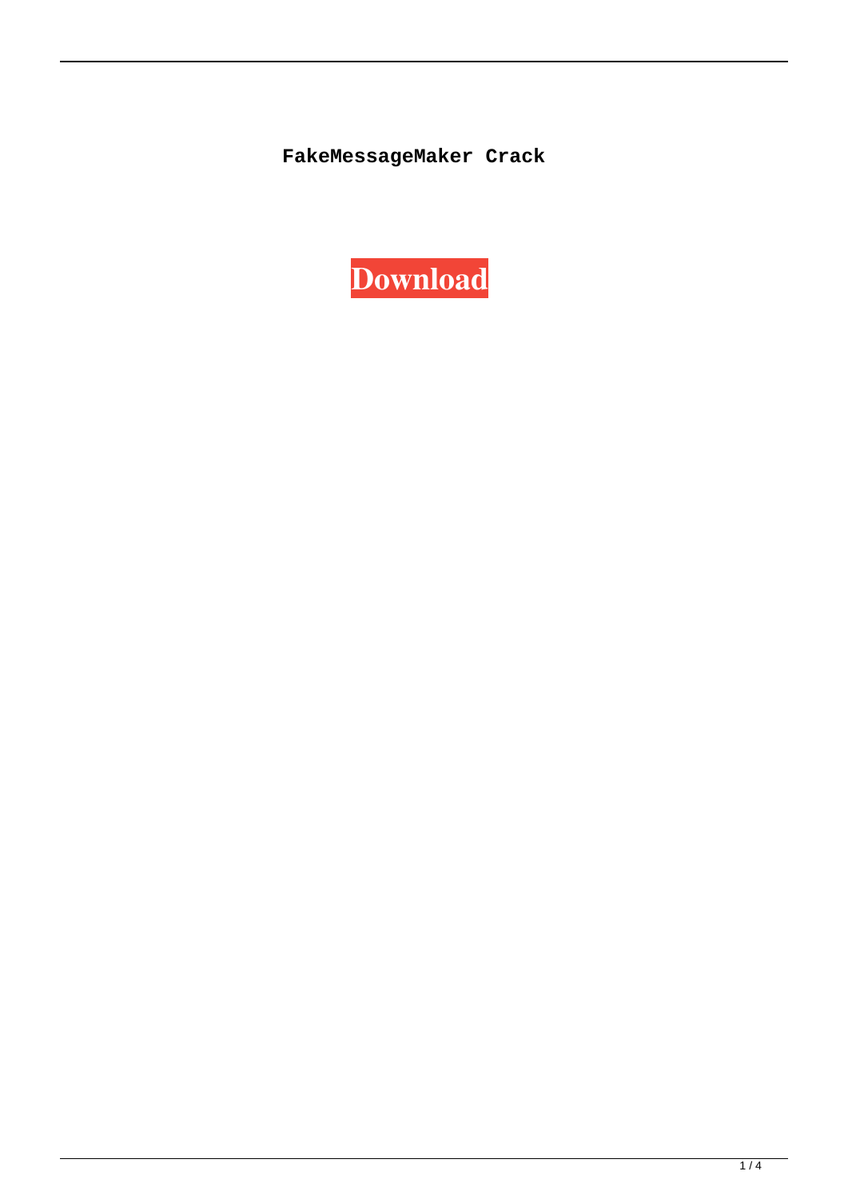**FakeMessageMaker Crack**

**Download**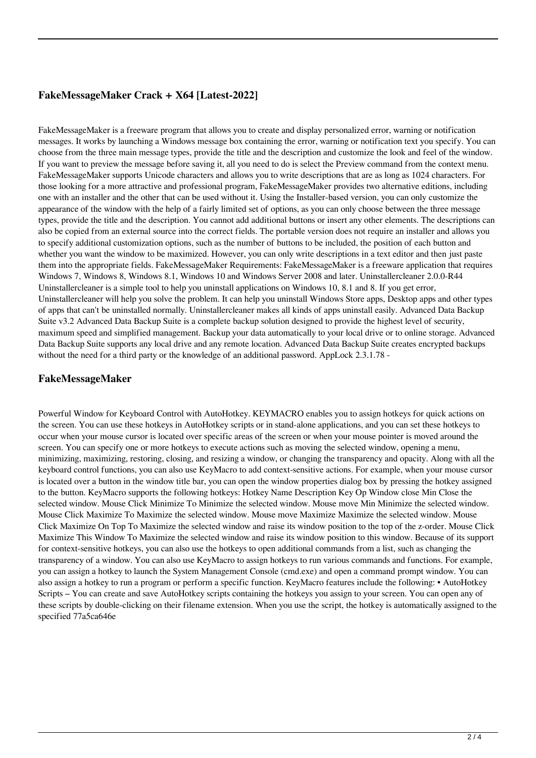## FakeMessageMaker Crack + X64 [Latest-2022]

FakeMessageMaker is a freeware program that allows you to create and display personalized error, warning or notification messages. It works by launching a Windows message box containing the error, warning or notification text you specify. You can choose from the three main message types, provide the title and the description and customize the look and feel of the window. If you want to preview the message before saving it, all you need to do is select the Preview command from the context menu. FakeMessageMaker supports Unicode characters and allows you to write descriptions that are as long as 1024 characters. For those looking for a more attractive and professional program, FakeMessageMaker provides two alternative editions, including one with an installer and the other that can be used without it. Using the Installer-based version, you can only customize the appearance of the window with the help of a fairly limited set of options, as you can only choose between the three message types, provide the title and the description. You cannot add additional buttons or insert any other elements. The descriptions can also be copied from an external source into the correct fields. The portable version does not require an installer and allows you to specify additional customization options, such as the number of buttons to be included, the position of each button and whether you want the window to be maximized. However, you can only write descriptions in a text editor and then just paste them into the appropriate fields. FakeMessageMaker Requirements: FakeMessageMaker is a freeware application that requires Windows 7, Windows 8, Windows 8.1, Windows 10 and Windows Server 2008 and later. Uninstallercleaner 2.0.0-R44 Uninstallercleaner is a simple tool to help you uninstall applications on Windows 10, 8.1 and 8. If you get error, Uninstallercleaner will help you solve the problem. It can help you uninstall Windows Store apps, Desktop apps and other types of apps that can't be uninstalled normally. Uninstallercleaner makes all kinds of apps uninstall easily. Advanced Data Backup Suite v3.2 Advanced Data Backup Suite is a complete backup solution designed to provide the highest level of security, maximum speed and simplified management. Backup your data automatically to your local drive or to online storage. Advanced Data Backup Suite supports any local drive and any remote location. Advanced Data Backup Suite creates encrypted backups without the need for a third party or the knowledge of an additional password. AppLock 2.3.1.78 -

## FakeMessageMaker

Powerful Window for Keyboard Control with AutoHotkey. KEYMACRO enables you to assign hotkeys for quick actions on the screen. You can use these hotkeys in AutoHotkey scripts or in stand-alone applications, and you can set these hotkeys to occur when your mouse cursor is located over specific areas of the screen or when your mouse pointer is moved around the screen. You can specify one or more hotkeys to execute actions such as moving the selected window, opening a menu, minimizing, maximizing, restoring, closing, and resizing a window, or changing the transparency and opacity. Along with all the keyboard control functions, you can also use KeyMacro to add context-sensitive actions. For example, when your mouse cursor is located over a button in the window title bar, you can open the window properties dialog box by pressing the hotkey assigned to the button. KeyMacro supports the following hotkeys: Hotkey Name Description Key Op Window close Min Close the selected window. Mouse Click Minimize To Minimize the selected window. Mouse move Min Minimize the selected window. Mouse Click Maximize To Maximize the selected window. Mouse move Maximize Maximize the selected window. Mouse Click Maximize On Top To Maximize the selected window and raise its window position to the top of the z-order. Mouse Click Maximize This Window To Maximize the selected window and raise its window position to this window. Because of its support for context-sensitive hotkeys, you can also use the hotkeys to open additional commands from a list, such as changing the transparency of a window. You can also use KeyMacro to assign hotkeys to run various commands and functions. For example, you can assign a hotkey to launch the System Management Console (cmd.exe) and open a command prompt window. You can also assign a hotkey to run a program or perform a specific function. KeyMacro features include the following: • AutoHotkey Scripts – You can create and save AutoHotkey scripts containing the hotkeys you assign to your screen. You can open any of these scripts by double-clicking on their filename extension. When you use the script, the hotkey is automatically assigned to the specified 77a5ca646e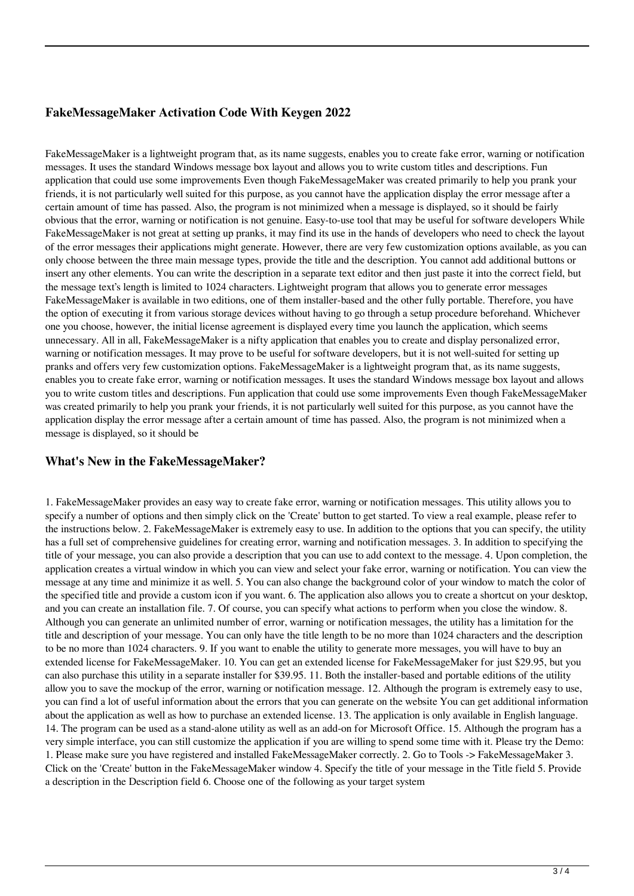### FakeMessageMaker Activation Code With Keygen 2022

FakeMessageMaker is a lightweight program that, as its name suggests, enables you to create fake error, warning or notification messages. It uses the standard Windows message box layout and allows you to write custom titles and descriptions. Fun application that could use some improvements Even though FakeMessageMaker was created primarily to help you prank your friends, it is not particularly well suited for this purpose, as you cannot have the application display the error message after a certain amount of time has passed. Also, the program is not minimized when a message is displayed, so it should be fairly obvious that the error, warning or notification is not genuine. Easy-to-use tool that may be useful for software developers While FakeMessageMaker is not great at setting up pranks, it may find its use in the hands of developers who need to check the layout of the error messages their applications might generate. However, there are very few customization options available, as you can only choose between the three main message types, provide the title and the description. You cannot add additional buttons or insert any other elements. You can write the description in a separate text editor and then just paste it into the correct field, but the message text's length is limited to 1024 characters. Lightweight program that allows you to generate error messages FakeMessageMaker is available in two editions, one of them installer-based and the other fully portable. Therefore, you have the option of executing it from various storage devices without having to go through a setup procedure beforehand. Whichever one you choose, however, the initial license agreement is displayed every time you launch the application, which seems unnecessary. All in all, FakeMessageMaker is a nifty application that enables you to create and display personalized error, warning or notification messages. It may prove to be useful for software developers, but it is not well-suited for setting up pranks and offers very few customization options. FakeMessageMaker is a lightweight program that, as its name suggests, enables you to create fake error, warning or notification messages. It uses the standard Windows message box layout and allows you to write custom titles and descriptions. Fun application that could use some improvements Even though FakeMessageMaker was created primarily to help you prank your friends, it is not particularly well suited for this purpose, as you cannot have the application display the error message after a certain amount of time has passed. Also, the program is not minimized when a message is displayed, so it should be

### What's New in the FakeMessageMaker?

1. FakeMessageMaker provides an easy way to create fake error, warning or notification messages. This utility allows you to specify a number of options and then simply click on the 'Create' button to get started. To view a real example, please refer to the instructions below. 2. FakeMessageMaker is extremely easy to use. In addition to the options that you can specify, the utility has a full set of comprehensive guidelines for creating error, warning and notification messages. 3. In addition to specifying the title of your message, you can also provide a description that you can use to add context to the message. 4. Upon completion, the application creates a virtual window in which you can view and select your fake error, warning or notification. You can view the message at any time and minimize it as well. 5. You can also change the background color of your window to match the color of the specified title and provide a custom icon if you want. 6. The application also allows you to create a shortcut on your desktop, and you can create an installation file. 7. Of course, you can specify what actions to perform when you close the window. 8. Although you can generate an unlimited number of error, warning or notification messages, the utility has a limitation for the title and description of your message. You can only have the title length to be no more than 1024 characters and the description to be no more than 1024 characters. 9. If you want to enable the utility to generate more messages, you will have to buy an extended license for FakeMessageMaker. 10. You can get an extended license for FakeMessageMaker for just $29.95, but you can also purchase this utility in a separate installer for $39.95. 11. Both the installer-based and portable editions of the utility allow you to save the mockup of the error, warning or notification message. 12. Although the program is extremely easy to use, you can find a lot of useful information about the errors that you can generate on the website You can get additional information about the application as well as how to purchase an extended license. 13. The application is only available in English language. 14. The program can be used as a stand-alone utility as well as an add-on for Microsoft Office. 15. Although the program has a very simple interface, you can still customize the application if you are willing to spend some time with it. Please try the Demo: 1. Please make sure you have registered and installed FakeMessageMaker correctly. 2. Go to Tools -> FakeMessageMaker 3. Click on the 'Create' button in the FakeMessageMaker window 4. Specify the title of your message in the Title field 5. Provide a description in the Description field 6. Choose one of the following as your target system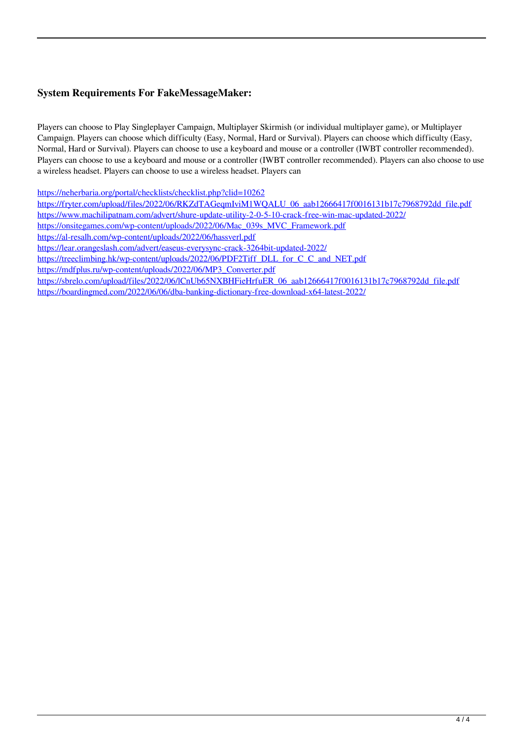### System Requirements For FakeMessageMaker:

Players can choose to Play Singleplayer Campaign, Multiplayer Skirmish (or individual multiplayer game), or Multiplayer Campaign. Players can choose which difficulty (Easy, Normal, Hard or Survival). Players can choose which difficulty (Easy, Normal, Hard or Survival). Players can choose to use a keyboard and mouse or a controller (IWBT controller recommended). Players can choose to use a keyboard and mouse or a controller (IWBT controller recommended). Players can also choose to use a wireless headset. Players can choose to use a wireless headset. Players can

https://neherbaria.org/portal/checklists/checklist.php?clid=10262
https://fryter.com/upload/files/2022/06/RKZdTAGeqmIviM1WQALU_06_aab12666417f0016131b17c7968792dd_file.pdf
https://www.machilipatnam.com/advert/shure-update-utility-2-0-5-10-crack-free-win-mac-updated-2022/
https://onsitegames.com/wp-content/uploads/2022/06/Mac_039s_MVC_Framework.pdf
https://al-resalh.com/wp-content/uploads/2022/06/hassverl.pdf
https://lear.orangeslash.com/advert/easeus-everysync-crack-3264bit-updated-2022/
https://treeclimbing.hk/wp-content/uploads/2022/06/PDF2Tiff_DLL_for_C_C_and_NET.pdf
https://mdfplus.ru/wp-content/uploads/2022/06/MP3_Converter.pdf
https://sbrelo.com/upload/files/2022/06/lCnUb65NXBHFieHrfuER_06_aab12666417f0016131b17c7968792dd_file.pdf
https://boardingmed.com/2022/06/06/dba-banking-dictionary-free-download-x64-latest-2022/